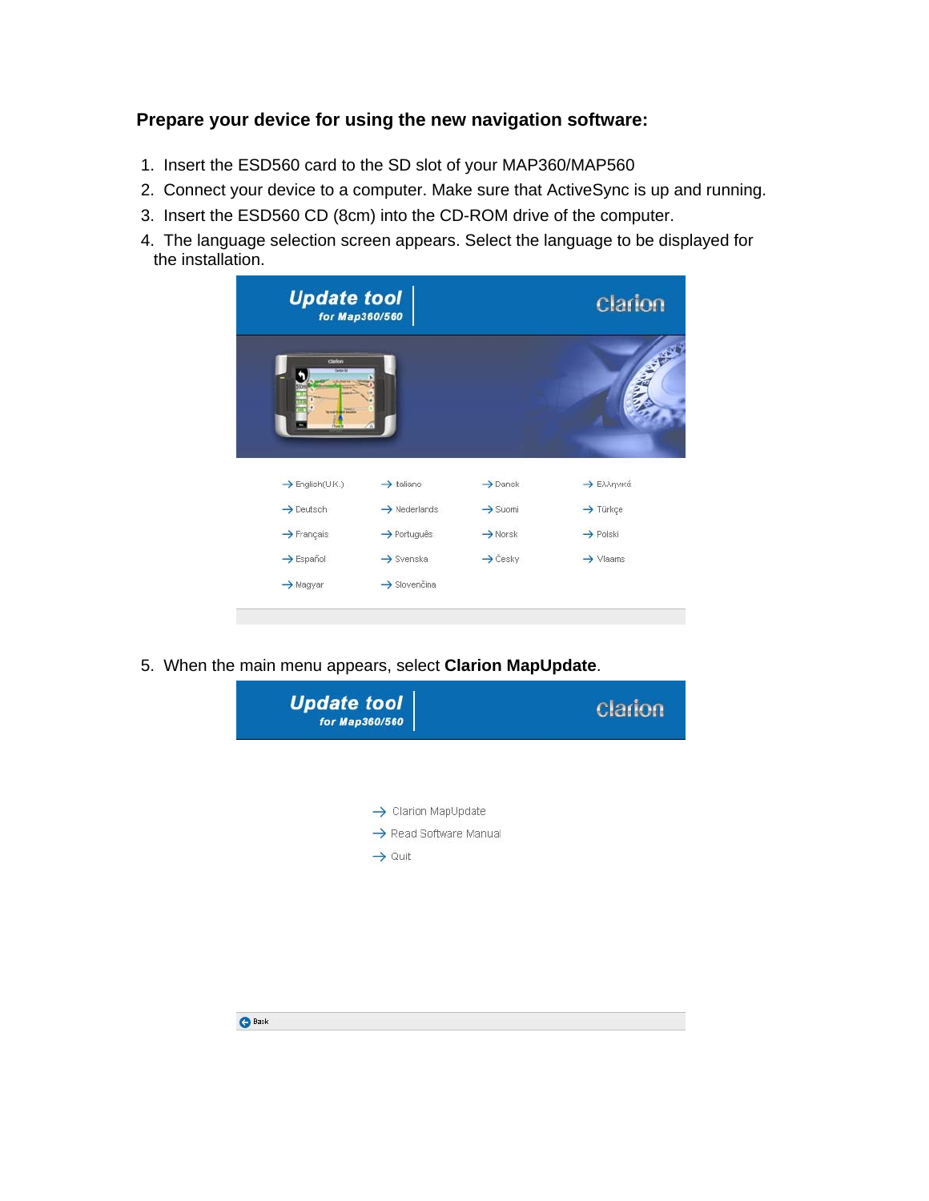**Prepare your device for using the new navigation software:**

1. Insert the ESD560 card to the SD slot of your MAP360/MAP560
2. Connect your device to a computer. Make sure that ActiveSync is up and running.
3. Insert the ESD560 CD (8cm) into the CD-ROM drive of the computer.
4. The language selection screen appears. Select the language to be displayed for the installation.

5. When the main menu appears, select **Clarion MapUpdate**.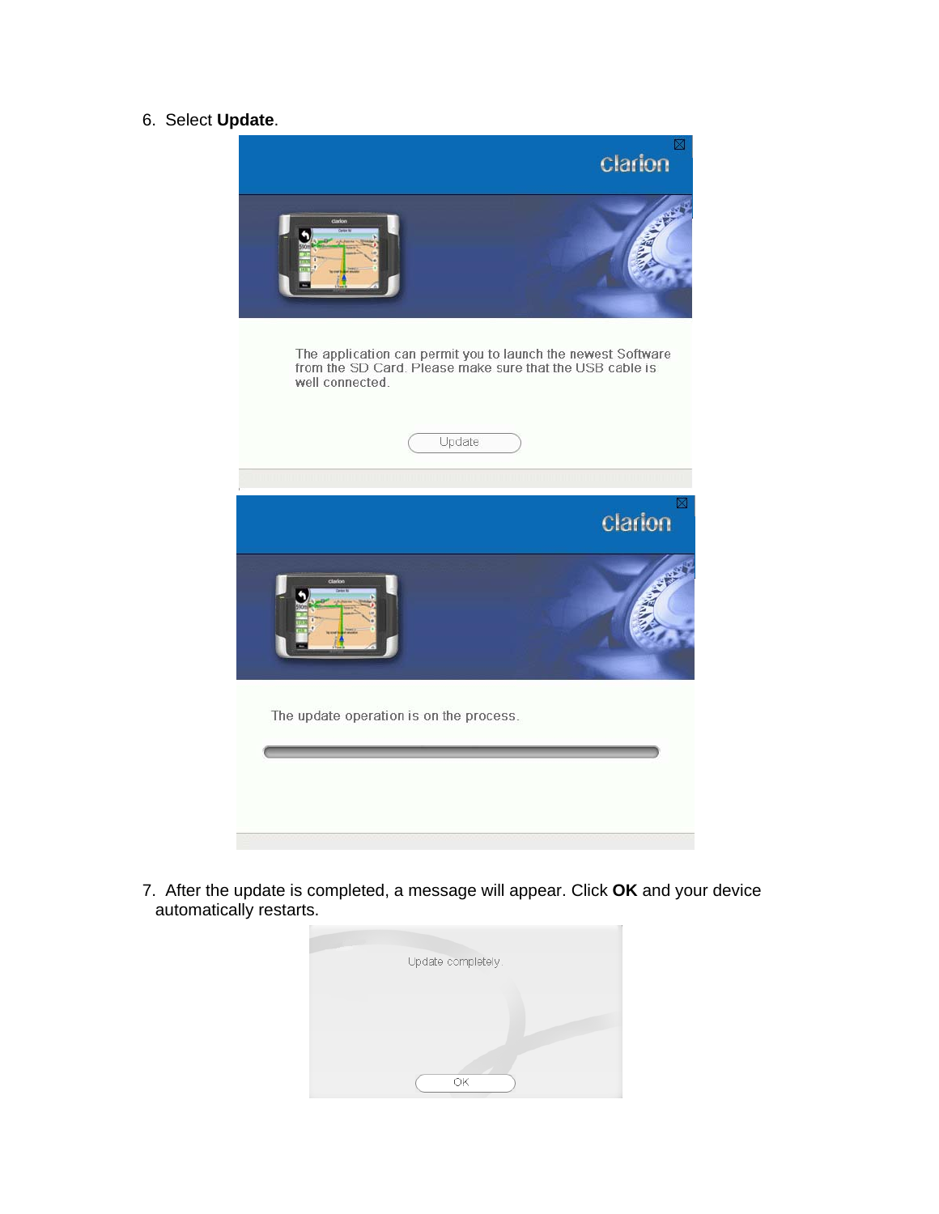6. Select **Update**.

7. After the update is completed, a message will appear. Click **OK** and your device automatically restarts.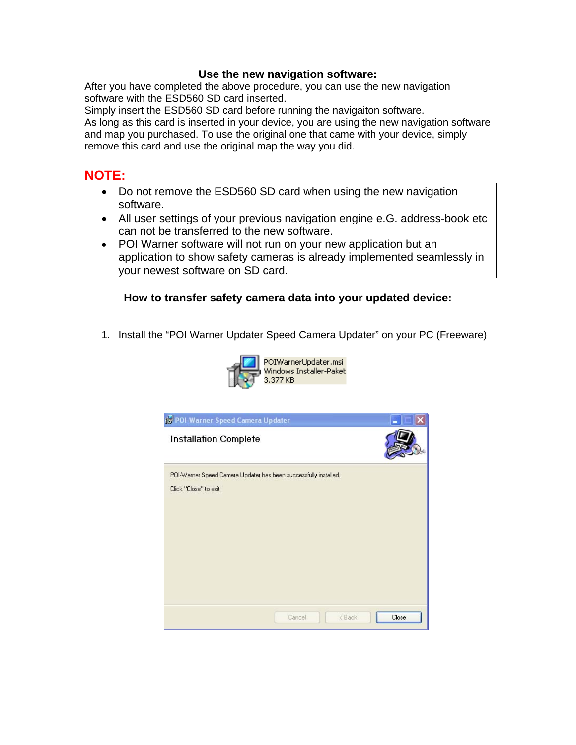### Use the new navigation software:

After you have completed the above procedure, you can use the new navigation software with the ESD560 SD card inserted.
Simply insert the ESD560 SD card before running the navigaiton software.
As long as this card is inserted in your device, you are using the new navigation software and map you purchased. To use the original one that came with your device, simply remove this card and use the original map the way you did.

**NOTE:**

- Do not remove the ESD560 SD card when using the new navigation software.
- All user settings of your previous navigation engine e.G. address-book etc can not be transferred to the new software.
- POI Warner software will not run on your new application but an application to show safety cameras is already implemented seamlessly in your newest software on SD card.

### How to transfer safety camera data into your updated device:

1. Install the "POI Warner Updater Speed Camera Updater" on your PC (Freeware)

POIWarnerUpdater.msi
Windows Installer-Paket
3.377 KB

POI-Warner Speed Camera Updater

Installation Complete

POI-Warner Speed Camera Updater has been successfully installed.

Click "Close" to exit.

Cancel | < Back | Close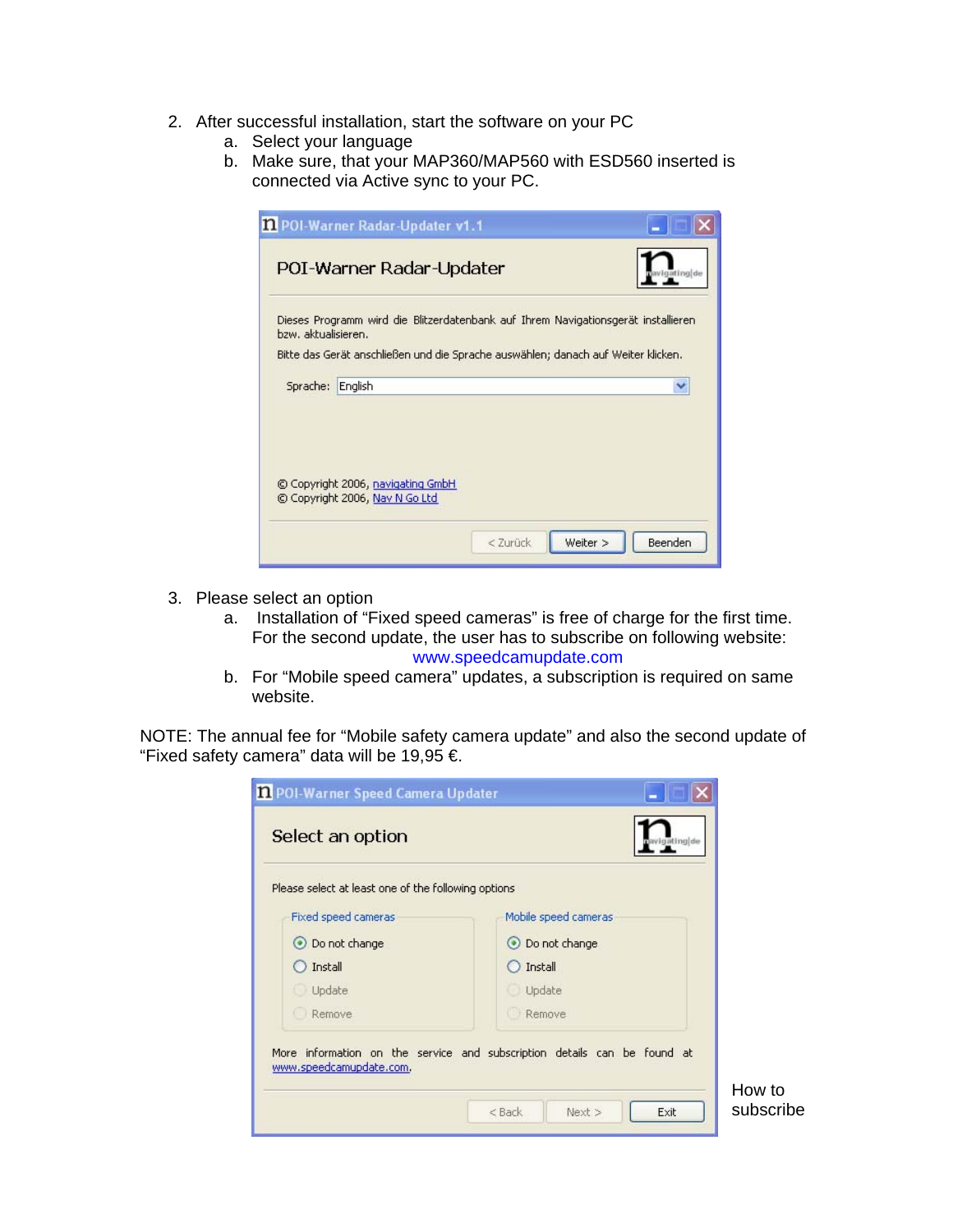2. After successful installation, start the software on your PC
   a. Select your language
   b. Make sure, that your MAP360/MAP560 with ESD560 inserted is connected via Active sync to your PC.

POI-Warner Radar-Updater v1.1

POI-Warner Radar-Updater

Dieses Programm wird die Blitzerdatenbank auf Ihrem Navigationsgerät installieren bzw. aktualisieren.

Bitte das Gerät anschließen und die Sprache auswählen; danach auf Weiter klicken.

Sprache: English

© Copyright 2006, navigating GmbH
© Copyright 2006, Nav N Go Ltd

< Zurück | Weiter > | Beenden

3. Please select an option
   a. Installation of "Fixed speed cameras" is free of charge for the first time. For the second update, the user has to subscribe on following website: www.speedcamupdate.com
   b. For "Mobile speed camera" updates, a subscription is required on same website.

NOTE: The annual fee for "Mobile safety camera update" and also the second update of "Fixed safety camera" data will be 19,95 €.

POI-Warner Speed Camera Updater

Select an option

Please select at least one of the following options

| Fixed speed cameras | Mobile speed cameras |
|---|---|
| Do not change | Do not change |
| Install | Install |
| Update | Update |
| Remove | Remove |

More information on the service and subscription details can be found at www.speedcamupdate.com.

< Back | Next > | Exit

How to subscribe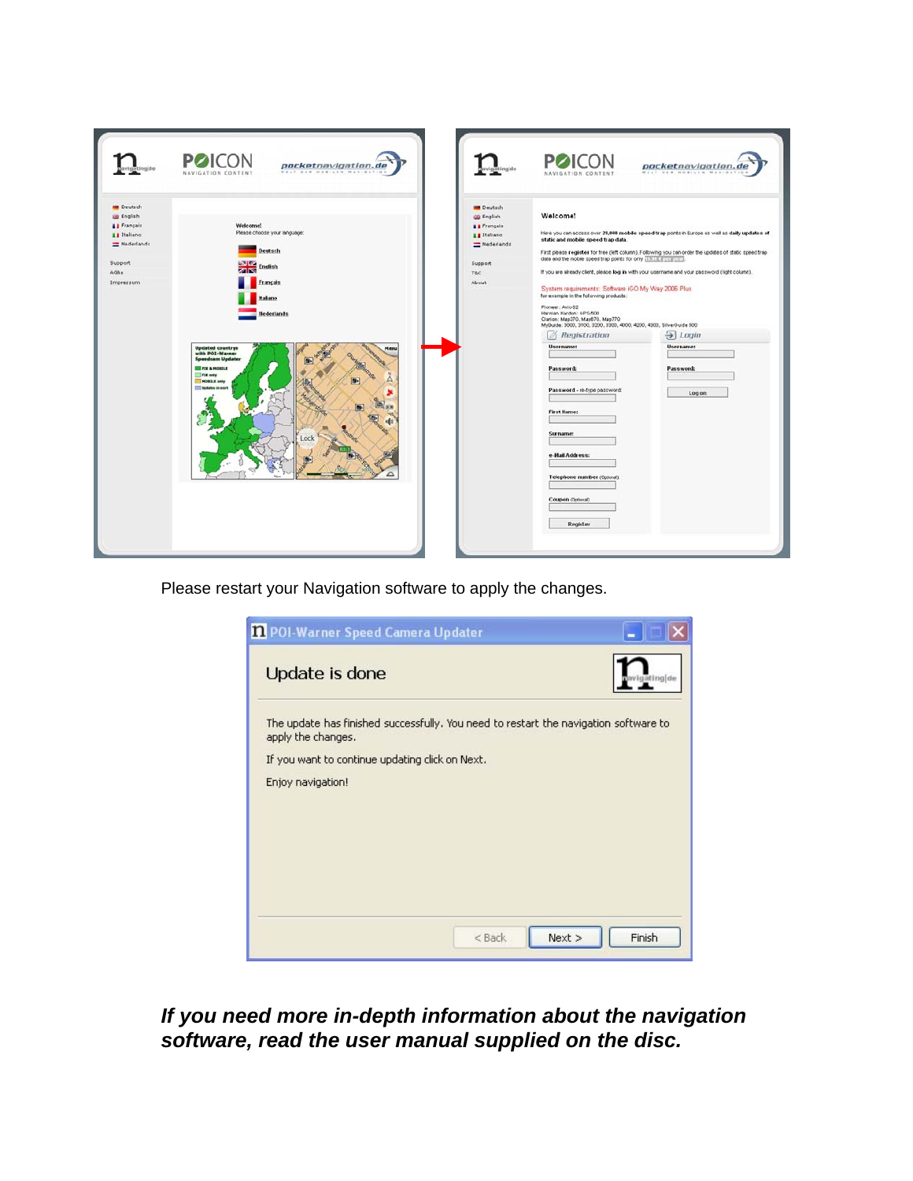Please restart your Navigation software to apply the changes.

***If you need more in-depth information about the navigation software, read the user manual supplied on the disc.***